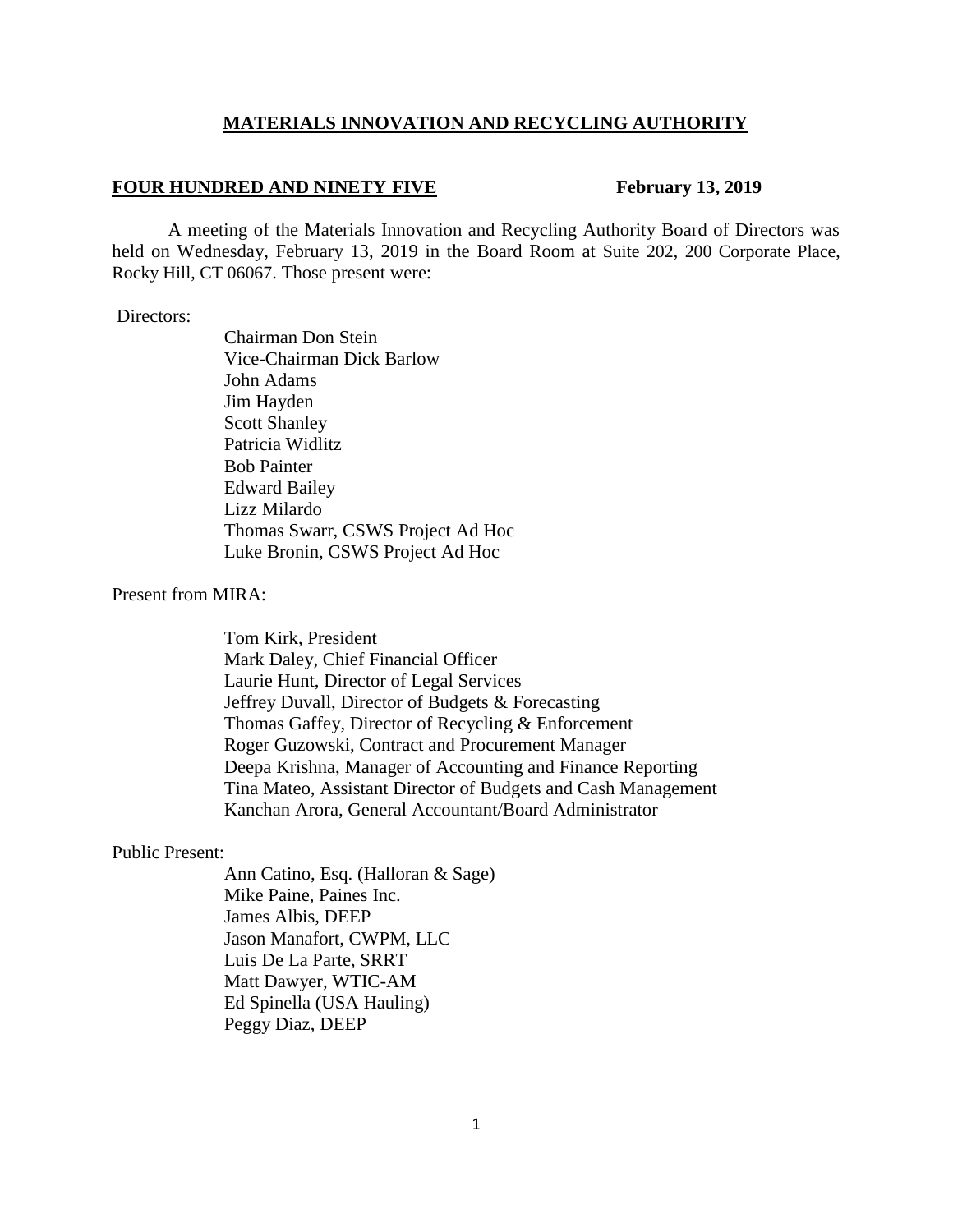# MATERIALS INNOVATION AND RECYCLING AUTHORITY

**FOUR HUNDRED AND NINETY FIVE** **February 13, 2019**

A meeting of the Materials Innovation and Recycling Authority Board of Directors was held on Wednesday, February 13, 2019 in the Board Room at Suite 202, 200 Corporate Place, Rocky Hill, CT 06067. Those present were:

Directors:

Chairman Don Stein
Vice-Chairman Dick Barlow
John Adams
Jim Hayden
Scott Shanley
Patricia Widlitz
Bob Painter
Edward Bailey
Lizz Milardo
Thomas Swarr, CSWS Project Ad Hoc
Luke Bronin, CSWS Project Ad Hoc

Present from MIRA:

Tom Kirk, President
Mark Daley, Chief Financial Officer
Laurie Hunt, Director of Legal Services
Jeffrey Duvall, Director of Budgets & Forecasting
Thomas Gaffey, Director of Recycling & Enforcement
Roger Guzowski, Contract and Procurement Manager
Deepa Krishna, Manager of Accounting and Finance Reporting
Tina Mateo, Assistant Director of Budgets and Cash Management
Kanchan Arora, General Accountant/Board Administrator

Public Present:

Ann Catino, Esq. (Halloran & Sage)
Mike Paine, Paines Inc.
James Albis, DEEP
Jason Manafort, CWPM, LLC
Luis De La Parte, SRRT
Matt Dawyer, WTIC-AM
Ed Spinella (USA Hauling)
Peggy Diaz, DEEP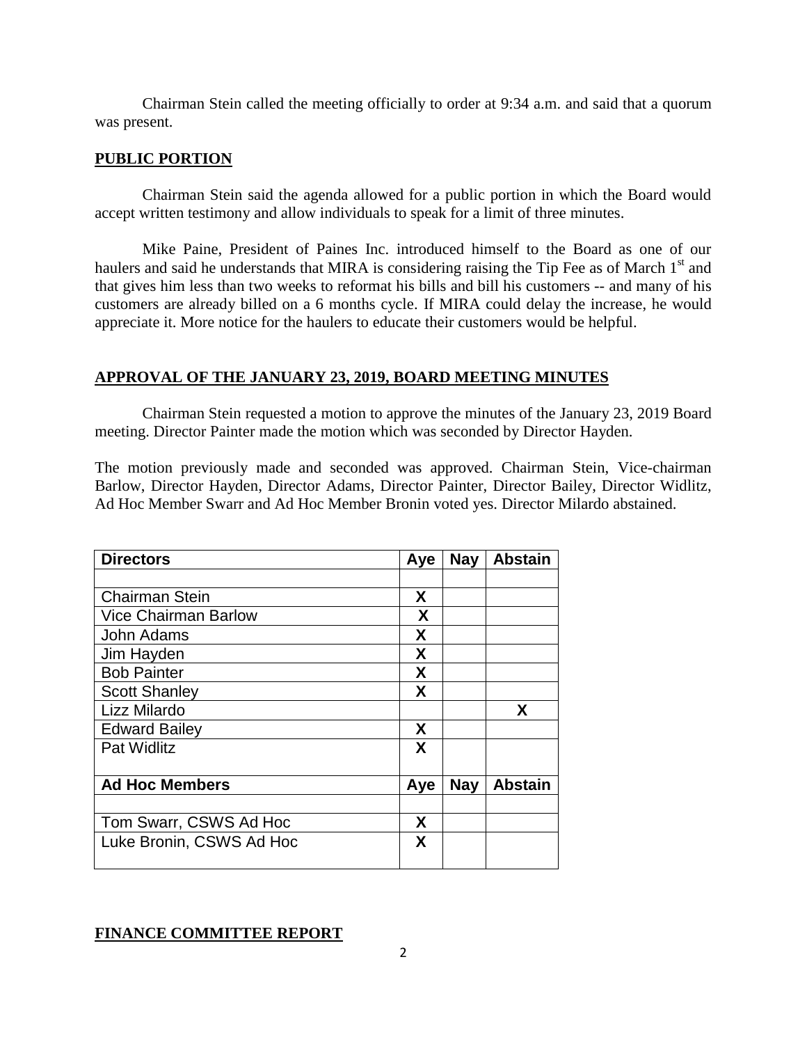Chairman Stein called the meeting officially to order at 9:34 a.m. and said that a quorum was present.

## PUBLIC PORTION

Chairman Stein said the agenda allowed for a public portion in which the Board would accept written testimony and allow individuals to speak for a limit of three minutes.

Mike Paine, President of Paines Inc. introduced himself to the Board as one of our haulers and said he understands that MIRA is considering raising the Tip Fee as of March 1st and that gives him less than two weeks to reformat his bills and bill his customers -- and many of his customers are already billed on a 6 months cycle. If MIRA could delay the increase, he would appreciate it. More notice for the haulers to educate their customers would be helpful.

## APPROVAL OF THE JANUARY 23, 2019, BOARD MEETING MINUTES

Chairman Stein requested a motion to approve the minutes of the January 23, 2019 Board meeting. Director Painter made the motion which was seconded by Director Hayden.

The motion previously made and seconded was approved. Chairman Stein, Vice-chairman Barlow, Director Hayden, Director Adams, Director Painter, Director Bailey, Director Widlitz, Ad Hoc Member Swarr and Ad Hoc Member Bronin voted yes. Director Milardo abstained.

| Directors | Aye | Nay | Abstain |
|---|---|---|---|
| | | | |
| Chairman Stein | X | | |
| Vice Chairman Barlow | X | | |
| John Adams | X | | |
| Jim Hayden | X | | |
| Bob Painter | X | | |
| Scott Shanley | X | | |
| Lizz Milardo | | | X |
| Edward Bailey | X | | |
| Pat Widlitz | X | | |
| **Ad Hoc Members** | **Aye** | **Nay** | **Abstain** |
| | | | |
| Tom Swarr, CSWS Ad Hoc | X | | |
| Luke Bronin, CSWS Ad Hoc | X | | |

## FINANCE COMMITTEE REPORT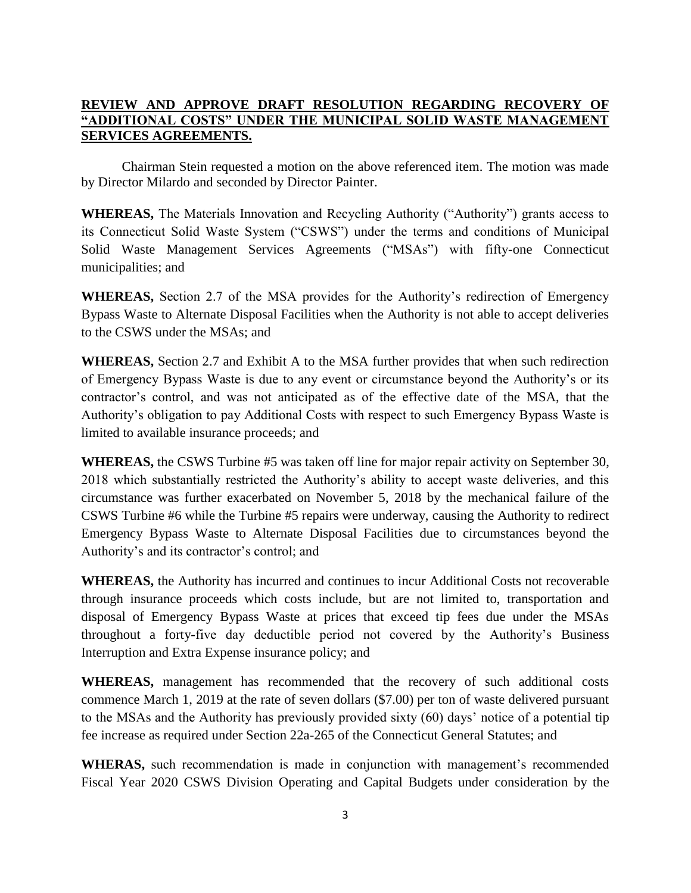**REVIEW AND APPROVE DRAFT RESOLUTION REGARDING RECOVERY OF "ADDITIONAL COSTS" UNDER THE MUNICIPAL SOLID WASTE MANAGEMENT SERVICES AGREEMENTS.**

Chairman Stein requested a motion on the above referenced item. The motion was made by Director Milardo and seconded by Director Painter.

**WHEREAS,** The Materials Innovation and Recycling Authority ("Authority") grants access to its Connecticut Solid Waste System ("CSWS") under the terms and conditions of Municipal Solid Waste Management Services Agreements ("MSAs") with fifty-one Connecticut municipalities; and

**WHEREAS,** Section 2.7 of the MSA provides for the Authority's redirection of Emergency Bypass Waste to Alternate Disposal Facilities when the Authority is not able to accept deliveries to the CSWS under the MSAs; and

**WHEREAS,** Section 2.7 and Exhibit A to the MSA further provides that when such redirection of Emergency Bypass Waste is due to any event or circumstance beyond the Authority's or its contractor's control, and was not anticipated as of the effective date of the MSA, that the Authority's obligation to pay Additional Costs with respect to such Emergency Bypass Waste is limited to available insurance proceeds; and

**WHEREAS,** the CSWS Turbine #5 was taken off line for major repair activity on September 30, 2018 which substantially restricted the Authority's ability to accept waste deliveries, and this circumstance was further exacerbated on November 5, 2018 by the mechanical failure of the CSWS Turbine #6 while the Turbine #5 repairs were underway, causing the Authority to redirect Emergency Bypass Waste to Alternate Disposal Facilities due to circumstances beyond the Authority's and its contractor's control; and

**WHEREAS,** the Authority has incurred and continues to incur Additional Costs not recoverable through insurance proceeds which costs include, but are not limited to, transportation and disposal of Emergency Bypass Waste at prices that exceed tip fees due under the MSAs throughout a forty-five day deductible period not covered by the Authority's Business Interruption and Extra Expense insurance policy; and

**WHEREAS,** management has recommended that the recovery of such additional costs commence March 1, 2019 at the rate of seven dollars ($7.00) per ton of waste delivered pursuant to the MSAs and the Authority has previously provided sixty (60) days' notice of a potential tip fee increase as required under Section 22a-265 of the Connecticut General Statutes; and

**WHERAS,** such recommendation is made in conjunction with management's recommended Fiscal Year 2020 CSWS Division Operating and Capital Budgets under consideration by the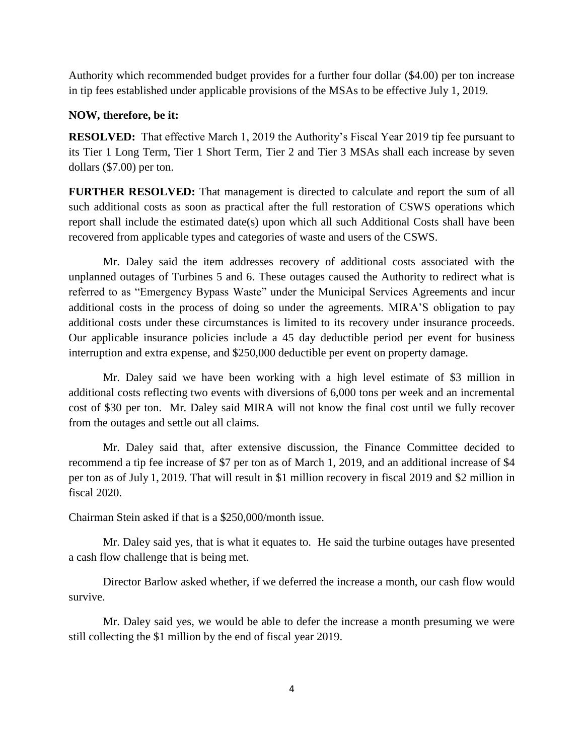Authority which recommended budget provides for a further four dollar ($4.00) per ton increase in tip fees established under applicable provisions of the MSAs to be effective July 1, 2019.

**NOW, therefore, be it:**

**RESOLVED:** That effective March 1, 2019 the Authority's Fiscal Year 2019 tip fee pursuant to its Tier 1 Long Term, Tier 1 Short Term, Tier 2 and Tier 3 MSAs shall each increase by seven dollars ($7.00) per ton.

**FURTHER RESOLVED:** That management is directed to calculate and report the sum of all such additional costs as soon as practical after the full restoration of CSWS operations which report shall include the estimated date(s) upon which all such Additional Costs shall have been recovered from applicable types and categories of waste and users of the CSWS.

Mr. Daley said the item addresses recovery of additional costs associated with the unplanned outages of Turbines 5 and 6. These outages caused the Authority to redirect what is referred to as "Emergency Bypass Waste" under the Municipal Services Agreements and incur additional costs in the process of doing so under the agreements. MIRA'S obligation to pay additional costs under these circumstances is limited to its recovery under insurance proceeds. Our applicable insurance policies include a 45 day deductible period per event for business interruption and extra expense, and $250,000 deductible per event on property damage.

Mr. Daley said we have been working with a high level estimate of $3 million in additional costs reflecting two events with diversions of 6,000 tons per week and an incremental cost of $30 per ton. Mr. Daley said MIRA will not know the final cost until we fully recover from the outages and settle out all claims.

Mr. Daley said that, after extensive discussion, the Finance Committee decided to recommend a tip fee increase of $7 per ton as of March 1, 2019, and an additional increase of $4 per ton as of July 1, 2019. That will result in $1 million recovery in fiscal 2019 and $2 million in fiscal 2020.

Chairman Stein asked if that is a $250,000/month issue.

Mr. Daley said yes, that is what it equates to. He said the turbine outages have presented a cash flow challenge that is being met.

Director Barlow asked whether, if we deferred the increase a month, our cash flow would survive.

Mr. Daley said yes, we would be able to defer the increase a month presuming we were still collecting the $1 million by the end of fiscal year 2019.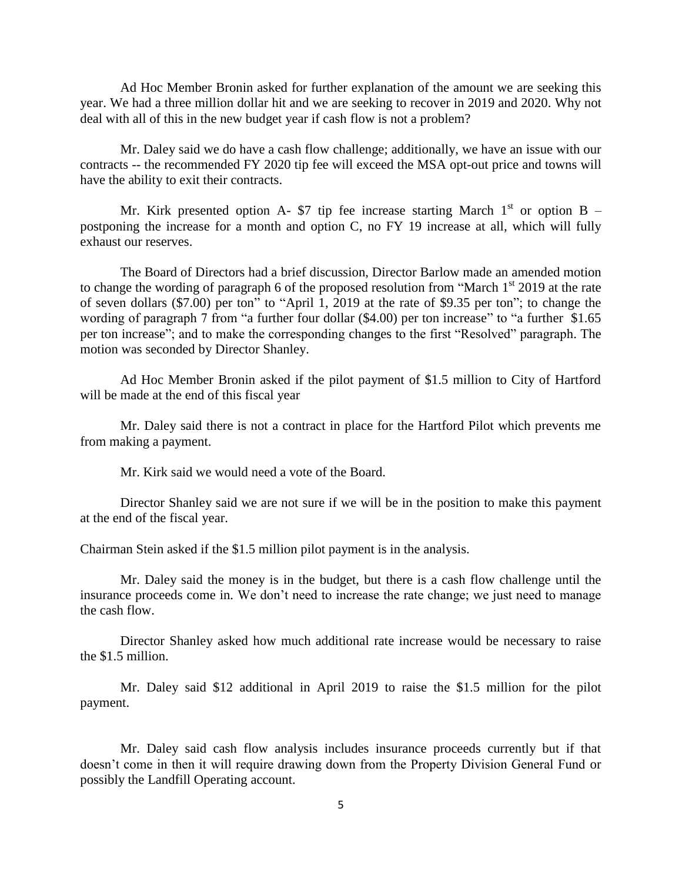Ad Hoc Member Bronin asked for further explanation of the amount we are seeking this year. We had a three million dollar hit and we are seeking to recover in 2019 and 2020. Why not deal with all of this in the new budget year if cash flow is not a problem?

Mr. Daley said we do have a cash flow challenge; additionally, we have an issue with our contracts -- the recommended FY 2020 tip fee will exceed the MSA opt-out price and towns will have the ability to exit their contracts.

Mr. Kirk presented option A- $7 tip fee increase starting March 1st or option B – postponing the increase for a month and option C, no FY 19 increase at all, which will fully exhaust our reserves.

The Board of Directors had a brief discussion, Director Barlow made an amended motion to change the wording of paragraph 6 of the proposed resolution from "March 1st 2019 at the rate of seven dollars ($7.00) per ton" to "April 1, 2019 at the rate of $9.35 per ton"; to change the wording of paragraph 7 from "a further four dollar ($4.00) per ton increase" to "a further $1.65 per ton increase"; and to make the corresponding changes to the first "Resolved" paragraph. The motion was seconded by Director Shanley.

Ad Hoc Member Bronin asked if the pilot payment of $1.5 million to City of Hartford will be made at the end of this fiscal year

Mr. Daley said there is not a contract in place for the Hartford Pilot which prevents me from making a payment.

Mr. Kirk said we would need a vote of the Board.

Director Shanley said we are not sure if we will be in the position to make this payment at the end of the fiscal year.

Chairman Stein asked if the $1.5 million pilot payment is in the analysis.

Mr. Daley said the money is in the budget, but there is a cash flow challenge until the insurance proceeds come in. We don't need to increase the rate change; we just need to manage the cash flow.

Director Shanley asked how much additional rate increase would be necessary to raise the $1.5 million.

Mr. Daley said $12 additional in April 2019 to raise the $1.5 million for the pilot payment.

Mr. Daley said cash flow analysis includes insurance proceeds currently but if that doesn't come in then it will require drawing down from the Property Division General Fund or possibly the Landfill Operating account.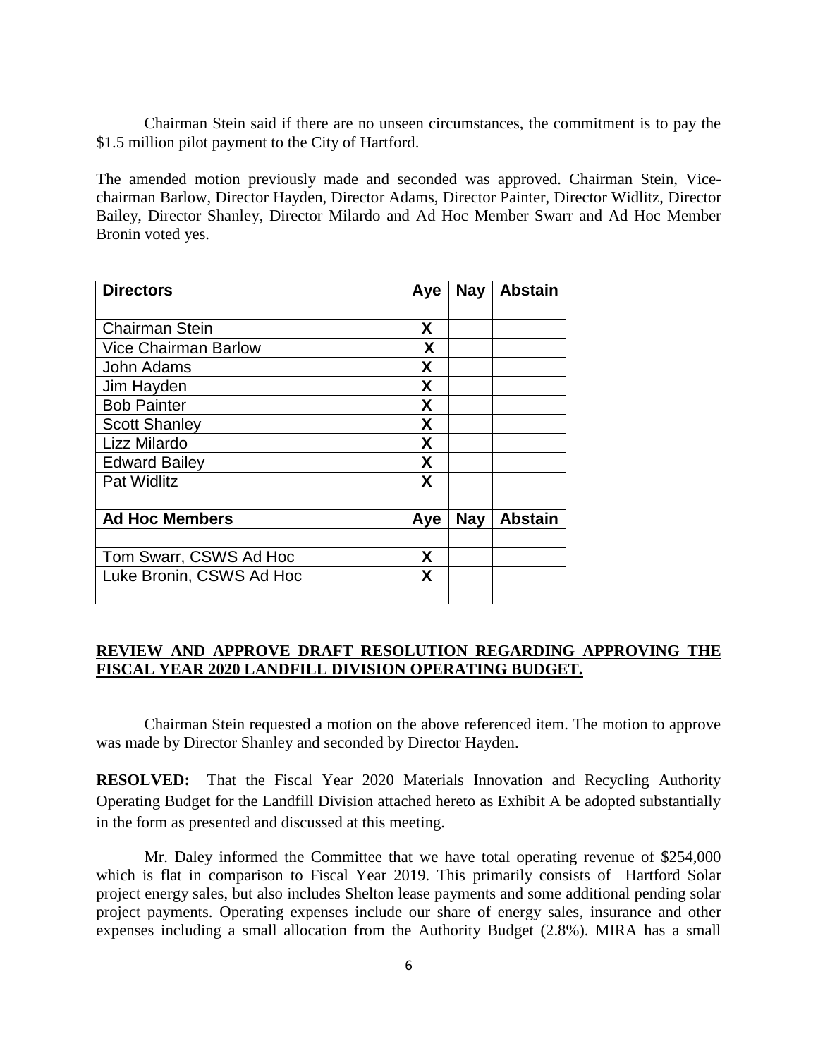Chairman Stein said if there are no unseen circumstances, the commitment is to pay the $1.5 million pilot payment to the City of Hartford.

The amended motion previously made and seconded was approved. Chairman Stein, Vice-chairman Barlow, Director Hayden, Director Adams, Director Painter, Director Widlitz, Director Bailey, Director Shanley, Director Milardo and Ad Hoc Member Swarr and Ad Hoc Member Bronin voted yes.

| Directors | Aye | Nay | Abstain |
|---|---|---|---|
| | | | |
| Chairman Stein | X | | |
| Vice Chairman Barlow | X | | |
| John Adams | X | | |
| Jim Hayden | X | | |
| Bob Painter | X | | |
| Scott Shanley | X | | |
| Lizz Milardo | X | | |
| Edward Bailey | X | | |
| Pat Widlitz | X | | |
| **Ad Hoc Members** | **Aye** | **Nay** | **Abstain** |
| | | | |
| Tom Swarr, CSWS Ad Hoc | X | | |
| Luke Bronin, CSWS Ad Hoc | X | | |

**REVIEW AND APPROVE DRAFT RESOLUTION REGARDING APPROVING THE FISCAL YEAR 2020 LANDFILL DIVISION OPERATING BUDGET.**

Chairman Stein requested a motion on the above referenced item. The motion to approve was made by Director Shanley and seconded by Director Hayden.

**RESOLVED:** That the Fiscal Year 2020 Materials Innovation and Recycling Authority Operating Budget for the Landfill Division attached hereto as Exhibit A be adopted substantially in the form as presented and discussed at this meeting.

Mr. Daley informed the Committee that we have total operating revenue of $254,000 which is flat in comparison to Fiscal Year 2019. This primarily consists of Hartford Solar project energy sales, but also includes Shelton lease payments and some additional pending solar project payments. Operating expenses include our share of energy sales, insurance and other expenses including a small allocation from the Authority Budget (2.8%). MIRA has a small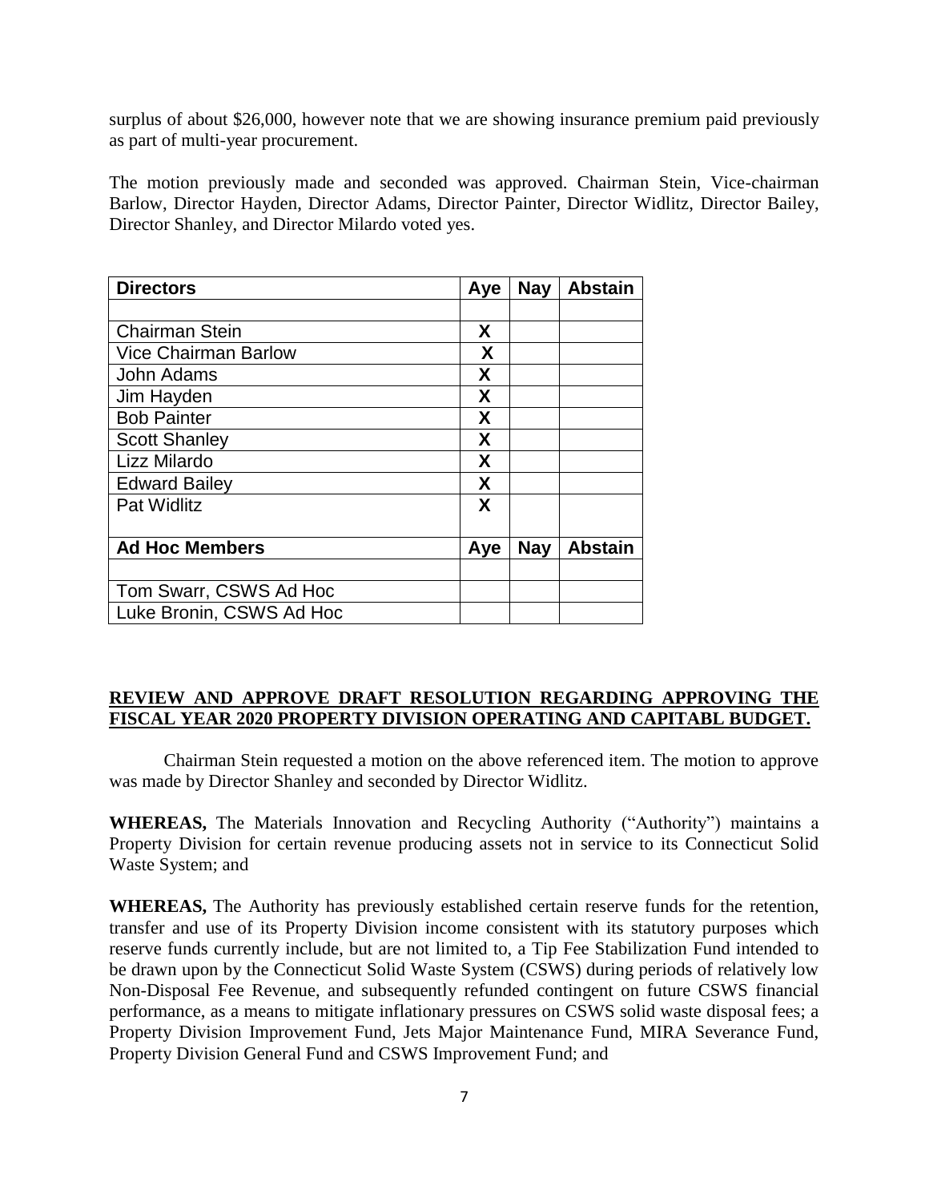surplus of about $26,000, however note that we are showing insurance premium paid previously as part of multi-year procurement.

The motion previously made and seconded was approved. Chairman Stein, Vice-chairman Barlow, Director Hayden, Director Adams, Director Painter, Director Widlitz, Director Bailey, Director Shanley, and Director Milardo voted yes.

| Directors | Aye | Nay | Abstain |
|---|---|---|---|
| | | | |
| Chairman Stein | X | | |
| Vice Chairman Barlow | X | | |
| John Adams | X | | |
| Jim Hayden | X | | |
| Bob Painter | X | | |
| Scott Shanley | X | | |
| Lizz Milardo | X | | |
| Edward Bailey | X | | |
| Pat Widlitz | X | | |
| **Ad Hoc Members** | **Aye** | **Nay** | **Abstain** |
| | | | |
| Tom Swarr, CSWS Ad Hoc | | | |
| Luke Bronin, CSWS Ad Hoc | | | |

**REVIEW AND APPROVE DRAFT RESOLUTION REGARDING APPROVING THE FISCAL YEAR 2020 PROPERTY DIVISION OPERATING AND CAPITABL BUDGET.**

Chairman Stein requested a motion on the above referenced item. The motion to approve was made by Director Shanley and seconded by Director Widlitz.

**WHEREAS,** The Materials Innovation and Recycling Authority ("Authority") maintains a Property Division for certain revenue producing assets not in service to its Connecticut Solid Waste System; and

**WHEREAS,** The Authority has previously established certain reserve funds for the retention, transfer and use of its Property Division income consistent with its statutory purposes which reserve funds currently include, but are not limited to, a Tip Fee Stabilization Fund intended to be drawn upon by the Connecticut Solid Waste System (CSWS) during periods of relatively low Non-Disposal Fee Revenue, and subsequently refunded contingent on future CSWS financial performance, as a means to mitigate inflationary pressures on CSWS solid waste disposal fees; a Property Division Improvement Fund, Jets Major Maintenance Fund, MIRA Severance Fund, Property Division General Fund and CSWS Improvement Fund; and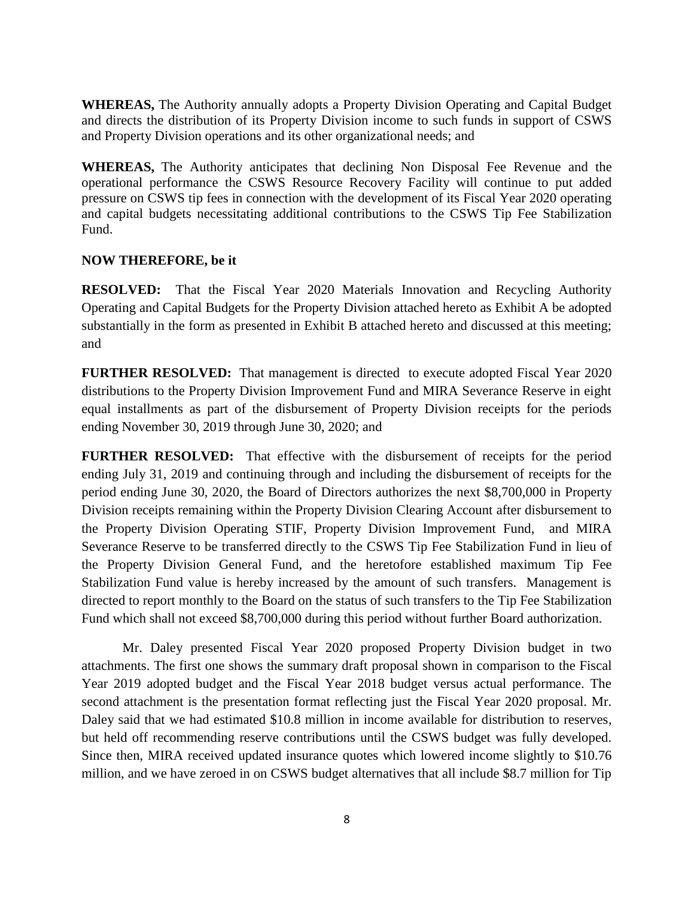**WHEREAS,** The Authority annually adopts a Property Division Operating and Capital Budget and directs the distribution of its Property Division income to such funds in support of CSWS and Property Division operations and its other organizational needs; and

**WHEREAS,** The Authority anticipates that declining Non Disposal Fee Revenue and the operational performance the CSWS Resource Recovery Facility will continue to put added pressure on CSWS tip fees in connection with the development of its Fiscal Year 2020 operating and capital budgets necessitating additional contributions to the CSWS Tip Fee Stabilization Fund.

**NOW THEREFORE, be it**

**RESOLVED:** That the Fiscal Year 2020 Materials Innovation and Recycling Authority Operating and Capital Budgets for the Property Division attached hereto as Exhibit A be adopted substantially in the form as presented in Exhibit B attached hereto and discussed at this meeting; and

**FURTHER RESOLVED:** That management is directed to execute adopted Fiscal Year 2020 distributions to the Property Division Improvement Fund and MIRA Severance Reserve in eight equal installments as part of the disbursement of Property Division receipts for the periods ending November 30, 2019 through June 30, 2020; and

**FURTHER RESOLVED:** That effective with the disbursement of receipts for the period ending July 31, 2019 and continuing through and including the disbursement of receipts for the period ending June 30, 2020, the Board of Directors authorizes the next $8,700,000 in Property Division receipts remaining within the Property Division Clearing Account after disbursement to the Property Division Operating STIF, Property Division Improvement Fund, and MIRA Severance Reserve to be transferred directly to the CSWS Tip Fee Stabilization Fund in lieu of the Property Division General Fund, and the heretofore established maximum Tip Fee Stabilization Fund value is hereby increased by the amount of such transfers. Management is directed to report monthly to the Board on the status of such transfers to the Tip Fee Stabilization Fund which shall not exceed $8,700,000 during this period without further Board authorization.

Mr. Daley presented Fiscal Year 2020 proposed Property Division budget in two attachments. The first one shows the summary draft proposal shown in comparison to the Fiscal Year 2019 adopted budget and the Fiscal Year 2018 budget versus actual performance. The second attachment is the presentation format reflecting just the Fiscal Year 2020 proposal. Mr. Daley said that we had estimated $10.8 million in income available for distribution to reserves, but held off recommending reserve contributions until the CSWS budget was fully developed. Since then, MIRA received updated insurance quotes which lowered income slightly to $10.76 million, and we have zeroed in on CSWS budget alternatives that all include $8.7 million for Tip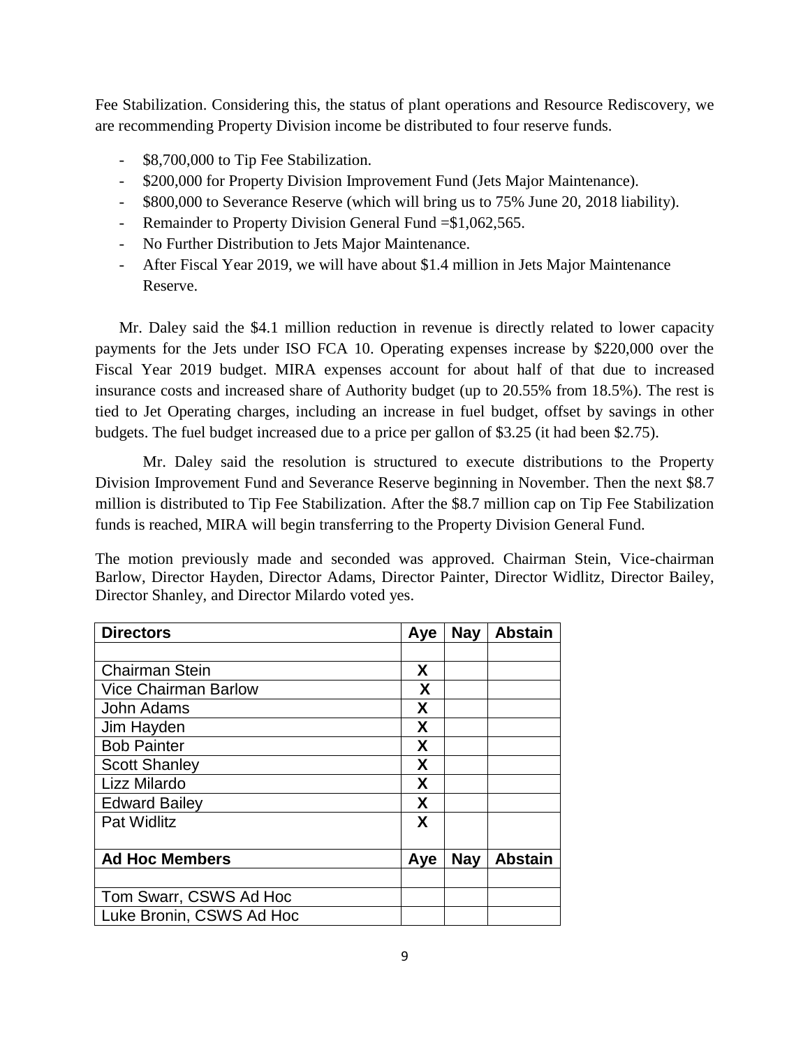Fee Stabilization. Considering this, the status of plant operations and Resource Rediscovery, we are recommending Property Division income be distributed to four reserve funds.

- $8,700,000 to Tip Fee Stabilization.
- $200,000 for Property Division Improvement Fund (Jets Major Maintenance).
- $800,000 to Severance Reserve (which will bring us to 75% June 20, 2018 liability).
- Remainder to Property Division General Fund =$1,062,565.
- No Further Distribution to Jets Major Maintenance.
- After Fiscal Year 2019, we will have about $1.4 million in Jets Major Maintenance Reserve.

Mr. Daley said the $4.1 million reduction in revenue is directly related to lower capacity payments for the Jets under ISO FCA 10. Operating expenses increase by $220,000 over the Fiscal Year 2019 budget. MIRA expenses account for about half of that due to increased insurance costs and increased share of Authority budget (up to 20.55% from 18.5%). The rest is tied to Jet Operating charges, including an increase in fuel budget, offset by savings in other budgets. The fuel budget increased due to a price per gallon of $3.25 (it had been $2.75).

Mr. Daley said the resolution is structured to execute distributions to the Property Division Improvement Fund and Severance Reserve beginning in November. Then the next $8.7 million is distributed to Tip Fee Stabilization. After the $8.7 million cap on Tip Fee Stabilization funds is reached, MIRA will begin transferring to the Property Division General Fund.

The motion previously made and seconded was approved. Chairman Stein, Vice-chairman Barlow, Director Hayden, Director Adams, Director Painter, Director Widlitz, Director Bailey, Director Shanley, and Director Milardo voted yes.

| Directors | Aye | Nay | Abstain |
|---|---|---|---|
| | | | |
| Chairman Stein | X | | |
| Vice Chairman Barlow | X | | |
| John Adams | X | | |
| Jim Hayden | X | | |
| Bob Painter | X | | |
| Scott Shanley | X | | |
| Lizz Milardo | X | | |
| Edward Bailey | X | | |
| Pat Widlitz | X | | |
| **Ad Hoc Members** | **Aye** | **Nay** | **Abstain** |
| | | | |
| Tom Swarr, CSWS Ad Hoc | | | |
| Luke Bronin, CSWS Ad Hoc | | | |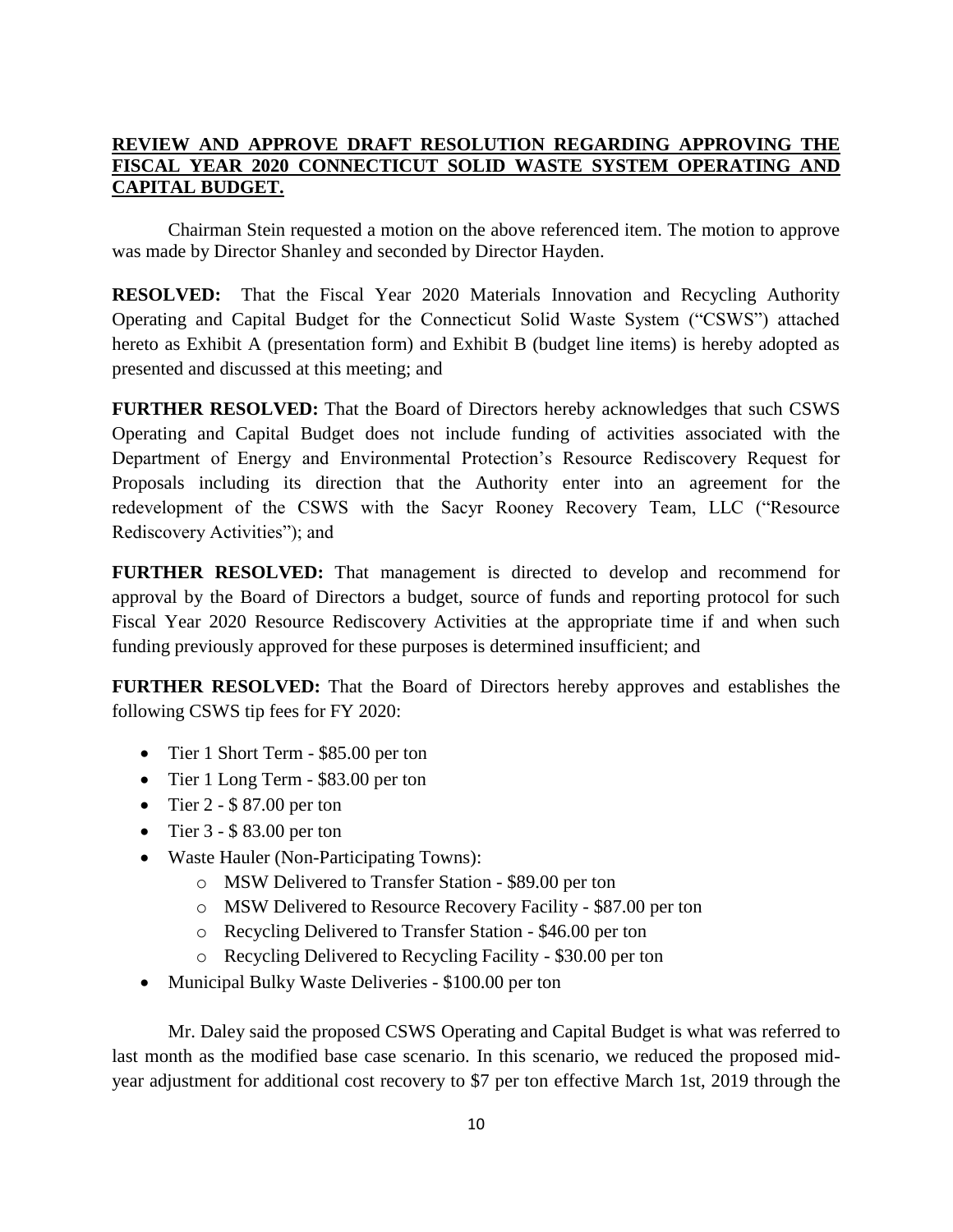**REVIEW AND APPROVE DRAFT RESOLUTION REGARDING APPROVING THE FISCAL YEAR 2020 CONNECTICUT SOLID WASTE SYSTEM OPERATING AND CAPITAL BUDGET.**

Chairman Stein requested a motion on the above referenced item. The motion to approve was made by Director Shanley and seconded by Director Hayden.

**RESOLVED:** That the Fiscal Year 2020 Materials Innovation and Recycling Authority Operating and Capital Budget for the Connecticut Solid Waste System ("CSWS") attached hereto as Exhibit A (presentation form) and Exhibit B (budget line items) is hereby adopted as presented and discussed at this meeting; and

**FURTHER RESOLVED:** That the Board of Directors hereby acknowledges that such CSWS Operating and Capital Budget does not include funding of activities associated with the Department of Energy and Environmental Protection's Resource Rediscovery Request for Proposals including its direction that the Authority enter into an agreement for the redevelopment of the CSWS with the Sacyr Rooney Recovery Team, LLC ("Resource Rediscovery Activities"); and

**FURTHER RESOLVED:** That management is directed to develop and recommend for approval by the Board of Directors a budget, source of funds and reporting protocol for such Fiscal Year 2020 Resource Rediscovery Activities at the appropriate time if and when such funding previously approved for these purposes is determined insufficient; and

**FURTHER RESOLVED:** That the Board of Directors hereby approves and establishes the following CSWS tip fees for FY 2020:

- Tier 1 Short Term - $85.00 per ton
- Tier 1 Long Term - $83.00 per ton
- Tier 2 - $ 87.00 per ton
- Tier 3 - $ 83.00 per ton
- Waste Hauler (Non-Participating Towns):
  - MSW Delivered to Transfer Station - $89.00 per ton
  - MSW Delivered to Resource Recovery Facility - $87.00 per ton
  - Recycling Delivered to Transfer Station - $46.00 per ton
  - Recycling Delivered to Recycling Facility - $30.00 per ton
- Municipal Bulky Waste Deliveries - $100.00 per ton

Mr. Daley said the proposed CSWS Operating and Capital Budget is what was referred to last month as the modified base case scenario. In this scenario, we reduced the proposed mid-year adjustment for additional cost recovery to $7 per ton effective March 1st, 2019 through the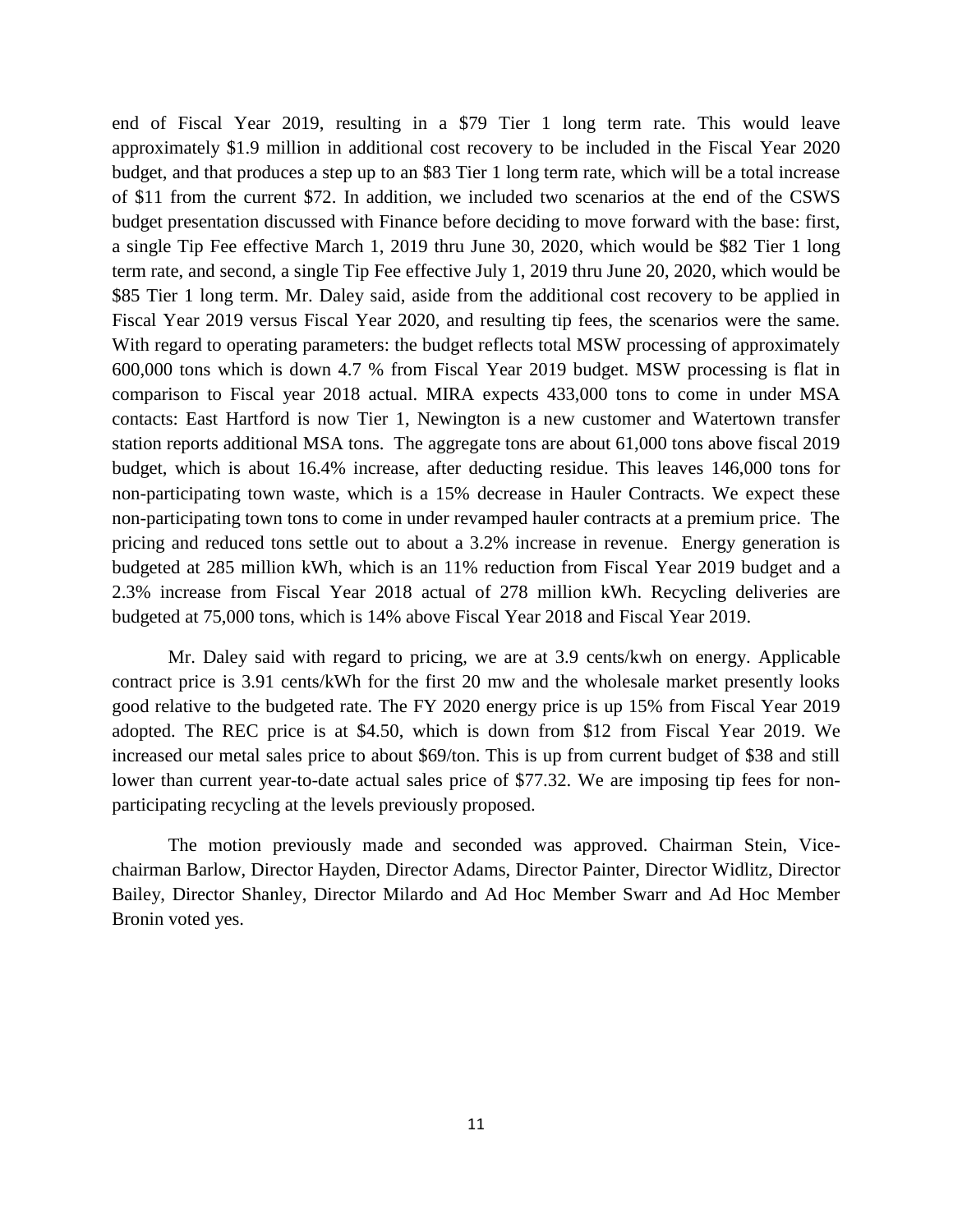end of Fiscal Year 2019, resulting in a $79 Tier 1 long term rate. This would leave approximately $1.9 million in additional cost recovery to be included in the Fiscal Year 2020 budget, and that produces a step up to an $83 Tier 1 long term rate, which will be a total increase of $11 from the current $72. In addition, we included two scenarios at the end of the CSWS budget presentation discussed with Finance before deciding to move forward with the base: first, a single Tip Fee effective March 1, 2019 thru June 30, 2020, which would be $82 Tier 1 long term rate, and second, a single Tip Fee effective July 1, 2019 thru June 20, 2020, which would be $85 Tier 1 long term. Mr. Daley said, aside from the additional cost recovery to be applied in Fiscal Year 2019 versus Fiscal Year 2020, and resulting tip fees, the scenarios were the same. With regard to operating parameters: the budget reflects total MSW processing of approximately 600,000 tons which is down 4.7 % from Fiscal Year 2019 budget. MSW processing is flat in comparison to Fiscal year 2018 actual. MIRA expects 433,000 tons to come in under MSA contacts: East Hartford is now Tier 1, Newington is a new customer and Watertown transfer station reports additional MSA tons. The aggregate tons are about 61,000 tons above fiscal 2019 budget, which is about 16.4% increase, after deducting residue. This leaves 146,000 tons for non-participating town waste, which is a 15% decrease in Hauler Contracts. We expect these non-participating town tons to come in under revamped hauler contracts at a premium price. The pricing and reduced tons settle out to about a 3.2% increase in revenue. Energy generation is budgeted at 285 million kWh, which is an 11% reduction from Fiscal Year 2019 budget and a 2.3% increase from Fiscal Year 2018 actual of 278 million kWh. Recycling deliveries are budgeted at 75,000 tons, which is 14% above Fiscal Year 2018 and Fiscal Year 2019.

Mr. Daley said with regard to pricing, we are at 3.9 cents/kwh on energy. Applicable contract price is 3.91 cents/kWh for the first 20 mw and the wholesale market presently looks good relative to the budgeted rate. The FY 2020 energy price is up 15% from Fiscal Year 2019 adopted. The REC price is at $4.50, which is down from $12 from Fiscal Year 2019. We increased our metal sales price to about $69/ton. This is up from current budget of $38 and still lower than current year-to-date actual sales price of $77.32. We are imposing tip fees for non-participating recycling at the levels previously proposed.

The motion previously made and seconded was approved. Chairman Stein, Vice-chairman Barlow, Director Hayden, Director Adams, Director Painter, Director Widlitz, Director Bailey, Director Shanley, Director Milardo and Ad Hoc Member Swarr and Ad Hoc Member Bronin voted yes.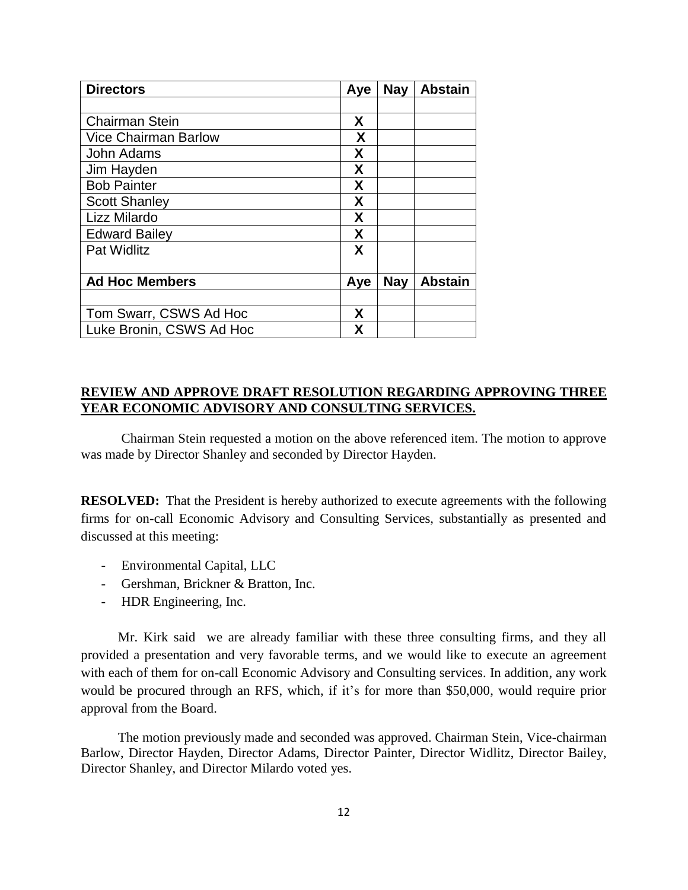| Directors | Aye | Nay | Abstain |
|---|---|---|---|
| | | | |
| Chairman Stein | X | | |
| Vice Chairman Barlow | X | | |
| John Adams | X | | |
| Jim Hayden | X | | |
| Bob Painter | X | | |
| Scott Shanley | X | | |
| Lizz Milardo | X | | |
| Edward Bailey | X | | |
| Pat Widlitz | X | | |
| **Ad Hoc Members** | **Aye** | **Nay** | **Abstain** |
| | | | |
| Tom Swarr, CSWS Ad Hoc | X | | |
| Luke Bronin, CSWS Ad Hoc | X | | |

**REVIEW AND APPROVE DRAFT RESOLUTION REGARDING APPROVING THREE YEAR ECONOMIC ADVISORY AND CONSULTING SERVICES.**

Chairman Stein requested a motion on the above referenced item. The motion to approve was made by Director Shanley and seconded by Director Hayden.

**RESOLVED:** That the President is hereby authorized to execute agreements with the following firms for on-call Economic Advisory and Consulting Services, substantially as presented and discussed at this meeting:

- Environmental Capital, LLC
- Gershman, Brickner & Bratton, Inc.
- HDR Engineering, Inc.

Mr. Kirk said we are already familiar with these three consulting firms, and they all provided a presentation and very favorable terms, and we would like to execute an agreement with each of them for on-call Economic Advisory and Consulting services. In addition, any work would be procured through an RFS, which, if it's for more than $50,000, would require prior approval from the Board.

The motion previously made and seconded was approved. Chairman Stein, Vice-chairman Barlow, Director Hayden, Director Adams, Director Painter, Director Widlitz, Director Bailey, Director Shanley, and Director Milardo voted yes.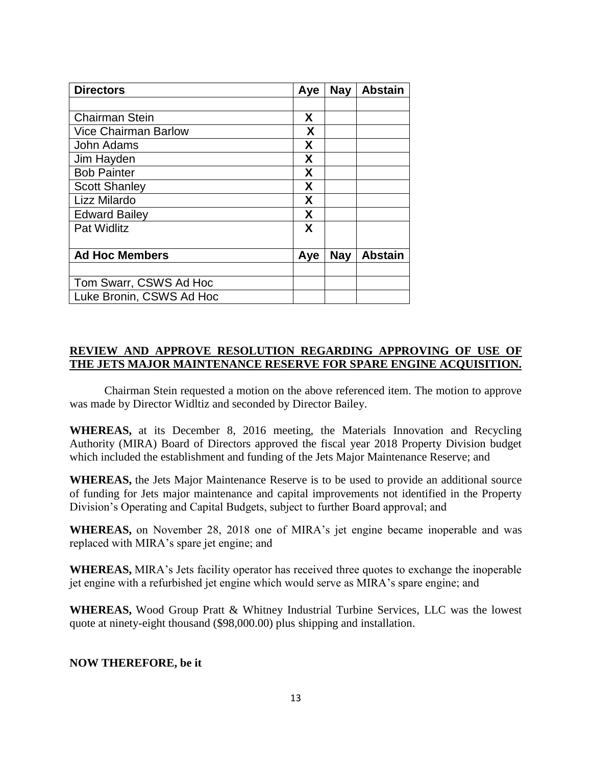| Directors | Aye | Nay | Abstain |
|---|---|---|---|
| | | | |
| Chairman Stein | X | | |
| Vice Chairman Barlow | X | | |
| John Adams | X | | |
| Jim Hayden | X | | |
| Bob Painter | X | | |
| Scott Shanley | X | | |
| Lizz Milardo | X | | |
| Edward Bailey | X | | |
| Pat Widlitz | X | | |
| **Ad Hoc Members** | **Aye** | **Nay** | **Abstain** |
| | | | |
| Tom Swarr, CSWS Ad Hoc | | | |
| Luke Bronin, CSWS Ad Hoc | | | |

**REVIEW AND APPROVE RESOLUTION REGARDING APPROVING OF USE OF THE JETS MAJOR MAINTENANCE RESERVE FOR SPARE ENGINE ACQUISITION.**

Chairman Stein requested a motion on the above referenced item. The motion to approve was made by Director Widltiz and seconded by Director Bailey.

**WHEREAS,** at its December 8, 2016 meeting, the Materials Innovation and Recycling Authority (MIRA) Board of Directors approved the fiscal year 2018 Property Division budget which included the establishment and funding of the Jets Major Maintenance Reserve; and

**WHEREAS,** the Jets Major Maintenance Reserve is to be used to provide an additional source of funding for Jets major maintenance and capital improvements not identified in the Property Division's Operating and Capital Budgets, subject to further Board approval; and

**WHEREAS,** on November 28, 2018 one of MIRA's jet engine became inoperable and was replaced with MIRA's spare jet engine; and

**WHEREAS,** MIRA's Jets facility operator has received three quotes to exchange the inoperable jet engine with a refurbished jet engine which would serve as MIRA's spare engine; and

**WHEREAS,** Wood Group Pratt & Whitney Industrial Turbine Services, LLC was the lowest quote at ninety-eight thousand ($98,000.00) plus shipping and installation.

**NOW THEREFORE, be it**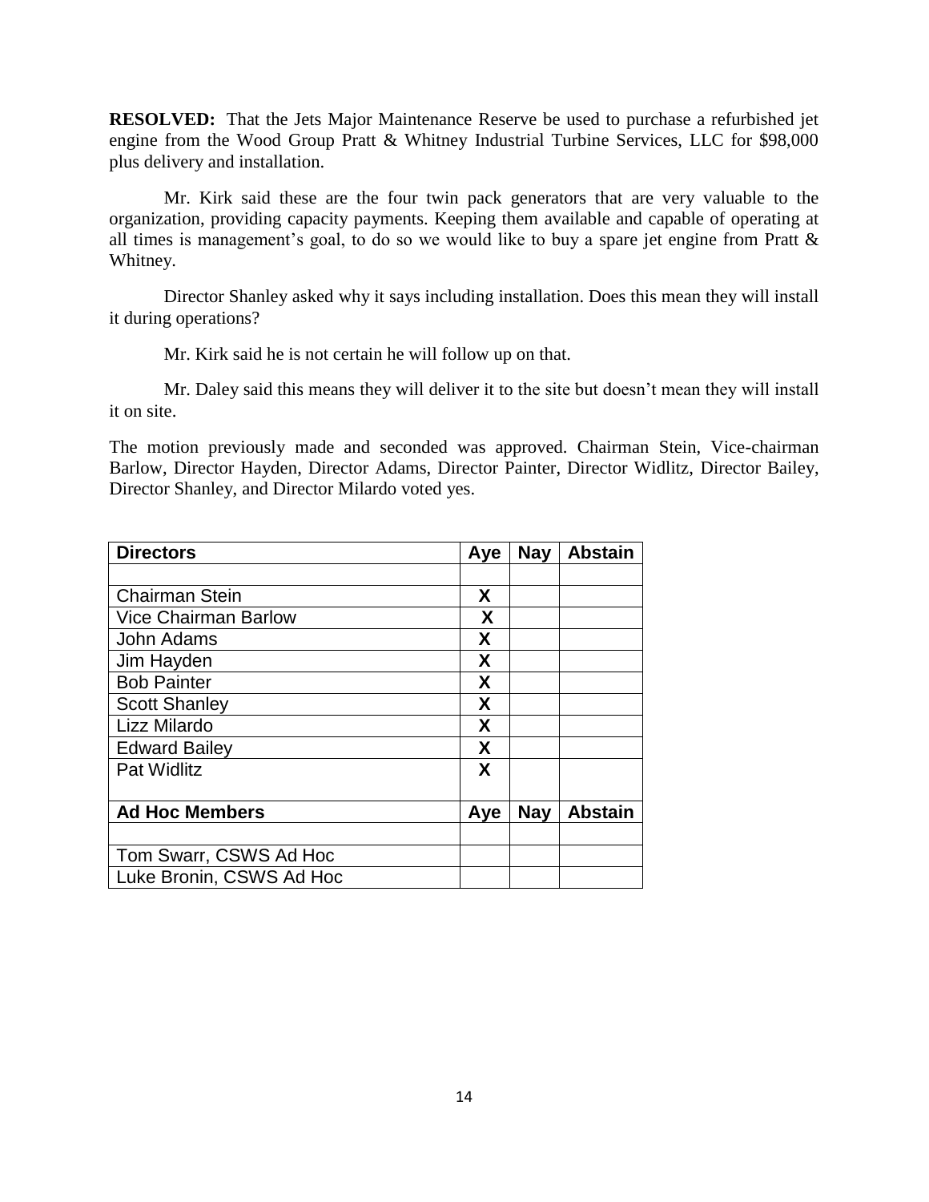**RESOLVED:** That the Jets Major Maintenance Reserve be used to purchase a refurbished jet engine from the Wood Group Pratt & Whitney Industrial Turbine Services, LLC for $98,000 plus delivery and installation.

Mr. Kirk said these are the four twin pack generators that are very valuable to the organization, providing capacity payments. Keeping them available and capable of operating at all times is management's goal, to do so we would like to buy a spare jet engine from Pratt & Whitney.

Director Shanley asked why it says including installation. Does this mean they will install it during operations?

Mr. Kirk said he is not certain he will follow up on that.

Mr. Daley said this means they will deliver it to the site but doesn't mean they will install it on site.

The motion previously made and seconded was approved. Chairman Stein, Vice-chairman Barlow, Director Hayden, Director Adams, Director Painter, Director Widlitz, Director Bailey, Director Shanley, and Director Milardo voted yes.

| Directors | Aye | Nay | Abstain |
|---|---|---|---|
| | | | |
| Chairman Stein | X | | |
| Vice Chairman Barlow | X | | |
| John Adams | X | | |
| Jim Hayden | X | | |
| Bob Painter | X | | |
| Scott Shanley | X | | |
| Lizz Milardo | X | | |
| Edward Bailey | X | | |
| Pat Widlitz | X | | |
| **Ad Hoc Members** | **Aye** | **Nay** | **Abstain** |
| | | | |
| Tom Swarr, CSWS Ad Hoc | | | |
| Luke Bronin, CSWS Ad Hoc | | | |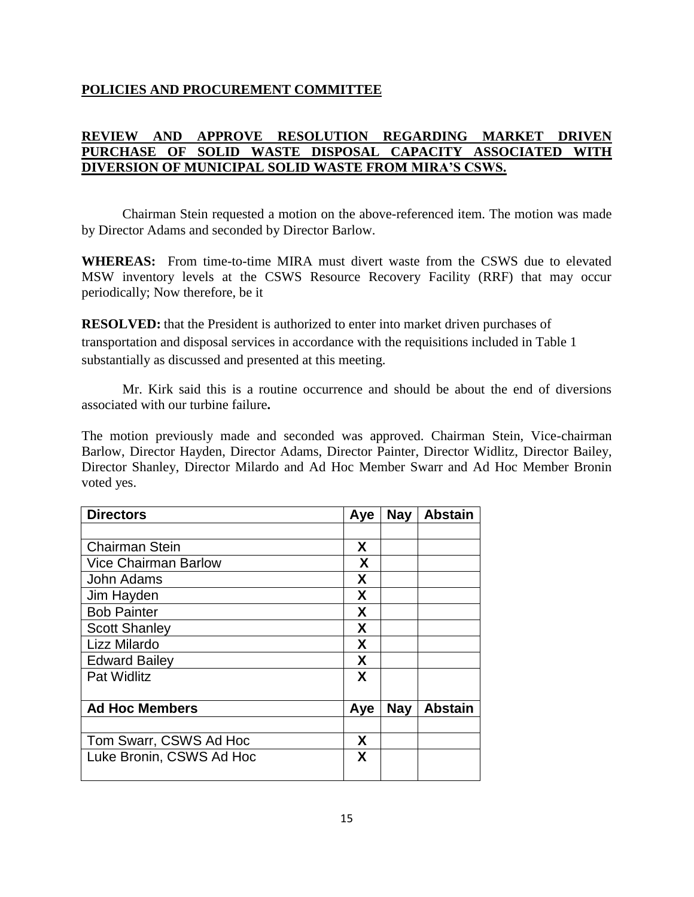**POLICIES AND PROCUREMENT COMMITTEE**

**REVIEW AND APPROVE RESOLUTION REGARDING MARKET DRIVEN PURCHASE OF SOLID WASTE DISPOSAL CAPACITY ASSOCIATED WITH DIVERSION OF MUNICIPAL SOLID WASTE FROM MIRA'S CSWS.**

Chairman Stein requested a motion on the above-referenced item. The motion was made by Director Adams and seconded by Director Barlow.

**WHEREAS:** From time-to-time MIRA must divert waste from the CSWS due to elevated MSW inventory levels at the CSWS Resource Recovery Facility (RRF) that may occur periodically; Now therefore, be it

**RESOLVED:** that the President is authorized to enter into market driven purchases of transportation and disposal services in accordance with the requisitions included in Table 1 substantially as discussed and presented at this meeting.

Mr. Kirk said this is a routine occurrence and should be about the end of diversions associated with our turbine failure**.**

The motion previously made and seconded was approved. Chairman Stein, Vice-chairman Barlow, Director Hayden, Director Adams, Director Painter, Director Widlitz, Director Bailey, Director Shanley, Director Milardo and Ad Hoc Member Swarr and Ad Hoc Member Bronin voted yes.

| Directors | Aye | Nay | Abstain |
|---|---|---|---|
| | | | |
| Chairman Stein | X | | |
| Vice Chairman Barlow | X | | |
| John Adams | X | | |
| Jim Hayden | X | | |
| Bob Painter | X | | |
| Scott Shanley | X | | |
| Lizz Milardo | X | | |
| Edward Bailey | X | | |
| Pat Widlitz | X | | |
| **Ad Hoc Members** | **Aye** | **Nay** | **Abstain** |
| | | | |
| Tom Swarr, CSWS Ad Hoc | X | | |
| Luke Bronin, CSWS Ad Hoc | X | | |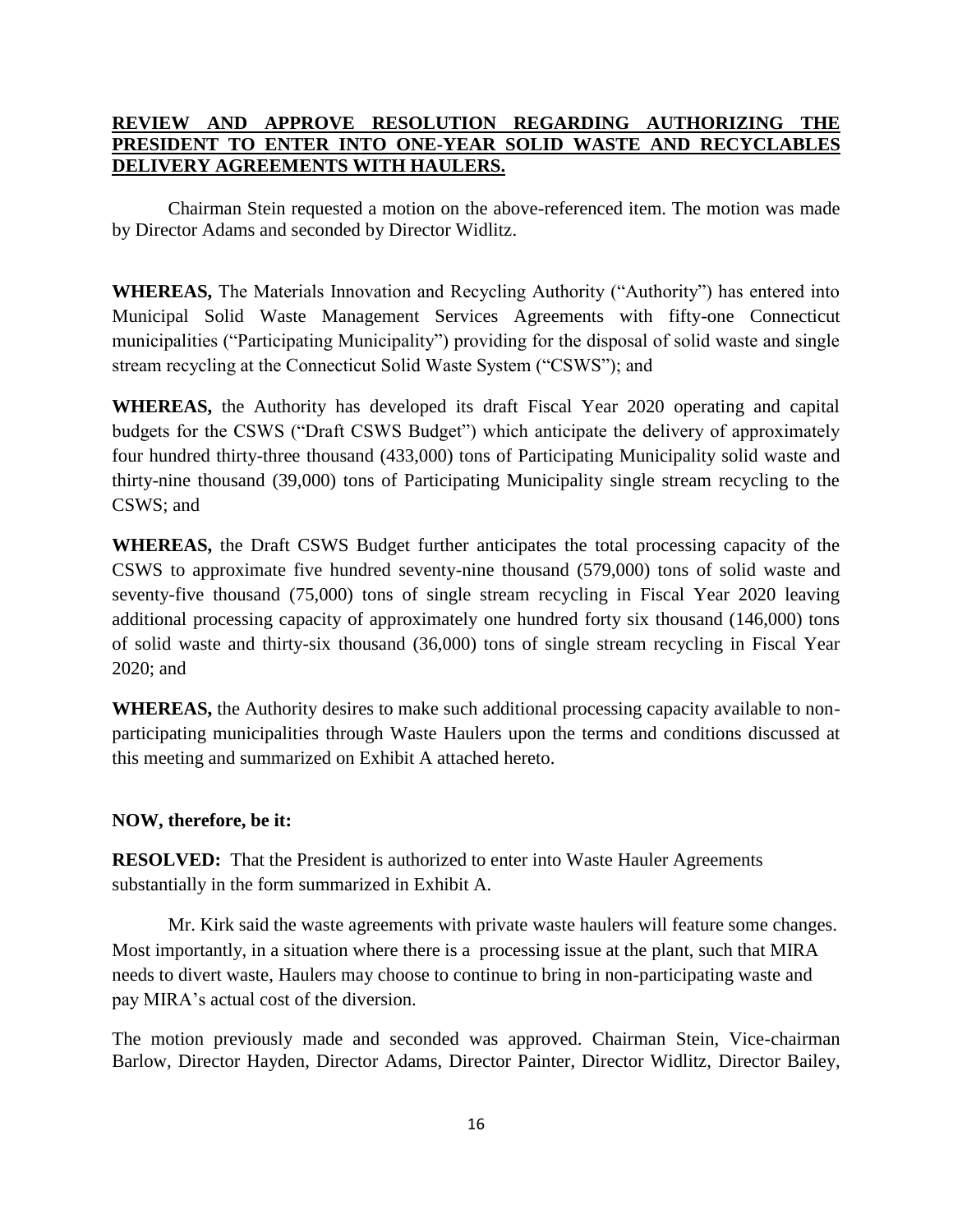**REVIEW AND APPROVE RESOLUTION REGARDING AUTHORIZING THE PRESIDENT TO ENTER INTO ONE-YEAR SOLID WASTE AND RECYCLABLES DELIVERY AGREEMENTS WITH HAULERS.**

Chairman Stein requested a motion on the above-referenced item. The motion was made by Director Adams and seconded by Director Widlitz.

**WHEREAS,** The Materials Innovation and Recycling Authority ("Authority") has entered into Municipal Solid Waste Management Services Agreements with fifty-one Connecticut municipalities ("Participating Municipality") providing for the disposal of solid waste and single stream recycling at the Connecticut Solid Waste System ("CSWS"); and

**WHEREAS,** the Authority has developed its draft Fiscal Year 2020 operating and capital budgets for the CSWS ("Draft CSWS Budget") which anticipate the delivery of approximately four hundred thirty-three thousand (433,000) tons of Participating Municipality solid waste and thirty-nine thousand (39,000) tons of Participating Municipality single stream recycling to the CSWS; and

**WHEREAS,** the Draft CSWS Budget further anticipates the total processing capacity of the CSWS to approximate five hundred seventy-nine thousand (579,000) tons of solid waste and seventy-five thousand (75,000) tons of single stream recycling in Fiscal Year 2020 leaving additional processing capacity of approximately one hundred forty six thousand (146,000) tons of solid waste and thirty-six thousand (36,000) tons of single stream recycling in Fiscal Year 2020; and

**WHEREAS,** the Authority desires to make such additional processing capacity available to non-participating municipalities through Waste Haulers upon the terms and conditions discussed at this meeting and summarized on Exhibit A attached hereto.

**NOW, therefore, be it:**

**RESOLVED:** That the President is authorized to enter into Waste Hauler Agreements substantially in the form summarized in Exhibit A.

Mr. Kirk said the waste agreements with private waste haulers will feature some changes. Most importantly, in a situation where there is a processing issue at the plant, such that MIRA needs to divert waste, Haulers may choose to continue to bring in non-participating waste and pay MIRA's actual cost of the diversion.

The motion previously made and seconded was approved. Chairman Stein, Vice-chairman Barlow, Director Hayden, Director Adams, Director Painter, Director Widlitz, Director Bailey,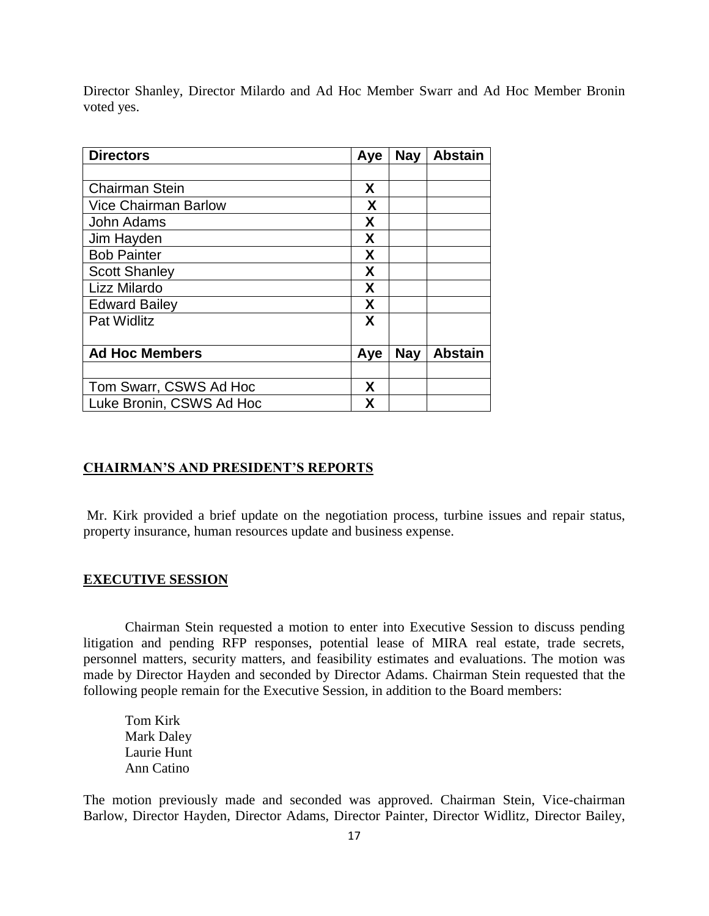Director Shanley, Director Milardo and Ad Hoc Member Swarr and Ad Hoc Member Bronin voted yes.

| Directors | Aye | Nay | Abstain |
|---|---|---|---|
| | | | |
| Chairman Stein | X | | |
| Vice Chairman Barlow | X | | |
| John Adams | X | | |
| Jim Hayden | X | | |
| Bob Painter | X | | |
| Scott Shanley | X | | |
| Lizz Milardo | X | | |
| Edward Bailey | X | | |
| Pat Widlitz | X | | |
| **Ad Hoc Members** | **Aye** | **Nay** | **Abstain** |
| | | | |
| Tom Swarr, CSWS Ad Hoc | X | | |
| Luke Bronin, CSWS Ad Hoc | X | | |

## CHAIRMAN'S AND PRESIDENT'S REPORTS

Mr. Kirk provided a brief update on the negotiation process, turbine issues and repair status, property insurance, human resources update and business expense.

## EXECUTIVE SESSION

Chairman Stein requested a motion to enter into Executive Session to discuss pending litigation and pending RFP responses, potential lease of MIRA real estate, trade secrets, personnel matters, security matters, and feasibility estimates and evaluations. The motion was made by Director Hayden and seconded by Director Adams. Chairman Stein requested that the following people remain for the Executive Session, in addition to the Board members:

Tom Kirk
Mark Daley
Laurie Hunt
Ann Catino

The motion previously made and seconded was approved. Chairman Stein, Vice-chairman Barlow, Director Hayden, Director Adams, Director Painter, Director Widlitz, Director Bailey,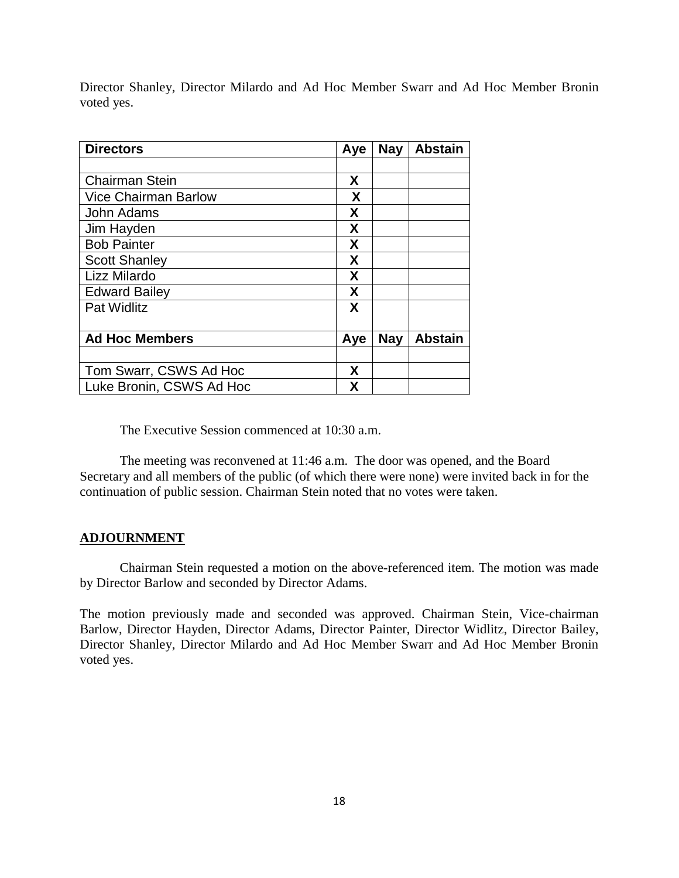Director Shanley, Director Milardo and Ad Hoc Member Swarr and Ad Hoc Member Bronin voted yes.

| Directors | Aye | Nay | Abstain |
|---|---|---|---|
| | | | |
| Chairman Stein | X | | |
| Vice Chairman Barlow | X | | |
| John Adams | X | | |
| Jim Hayden | X | | |
| Bob Painter | X | | |
| Scott Shanley | X | | |
| Lizz Milardo | X | | |
| Edward Bailey | X | | |
| Pat Widlitz | X | | |
| **Ad Hoc Members** | **Aye** | **Nay** | **Abstain** |
| | | | |
| Tom Swarr, CSWS Ad Hoc | X | | |
| Luke Bronin, CSWS Ad Hoc | X | | |

The Executive Session commenced at 10:30 a.m.

The meeting was reconvened at 11:46 a.m. The door was opened, and the Board Secretary and all members of the public (of which there were none) were invited back in for the continuation of public session. Chairman Stein noted that no votes were taken.

**ADJOURNMENT**

Chairman Stein requested a motion on the above-referenced item. The motion was made by Director Barlow and seconded by Director Adams.

The motion previously made and seconded was approved. Chairman Stein, Vice-chairman Barlow, Director Hayden, Director Adams, Director Painter, Director Widlitz, Director Bailey, Director Shanley, Director Milardo and Ad Hoc Member Swarr and Ad Hoc Member Bronin voted yes.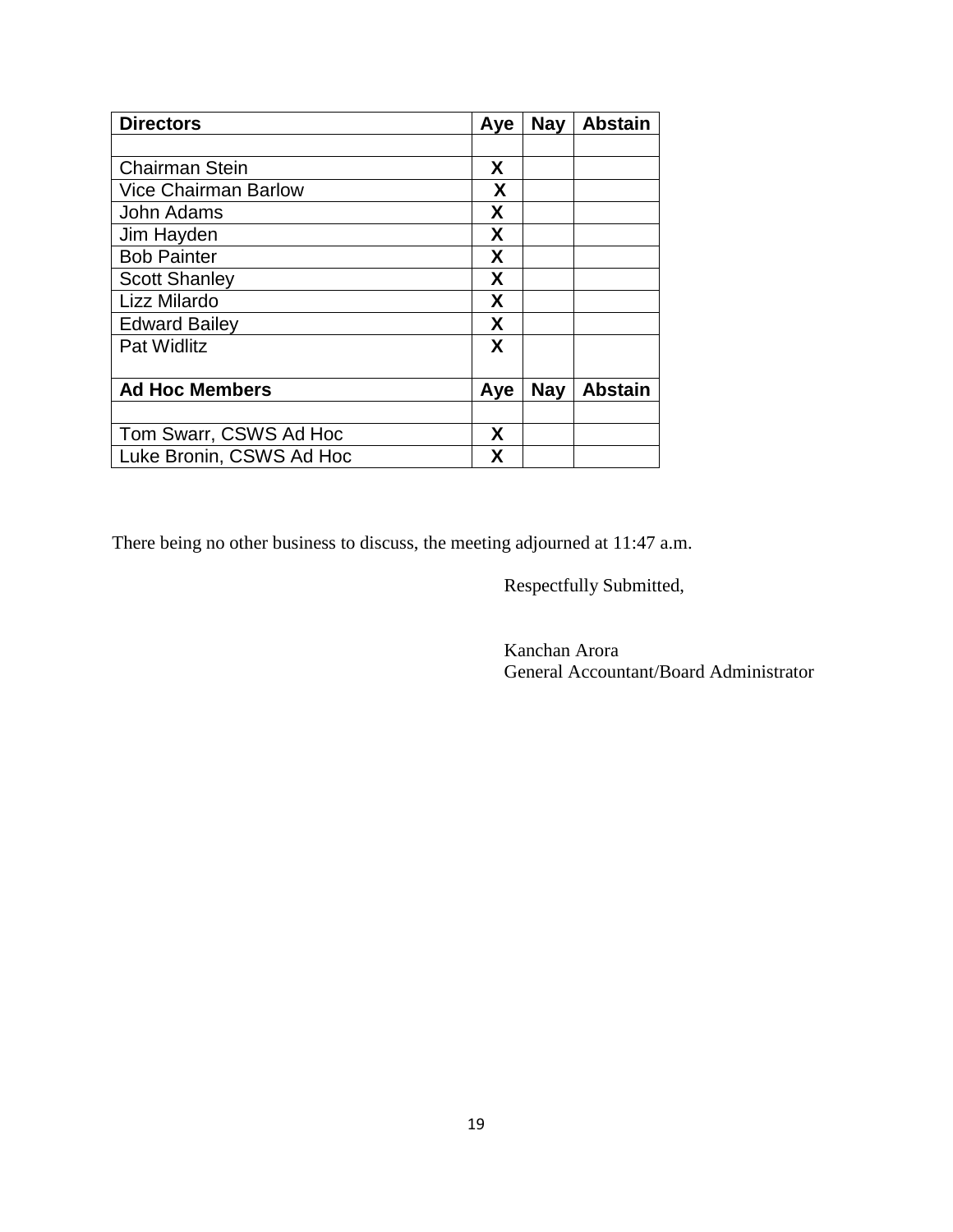| Directors | Aye | Nay | Abstain |
|---|---|---|---|
| | | | |
| Chairman Stein | X | | |
| Vice Chairman Barlow | X | | |
| John Adams | X | | |
| Jim Hayden | X | | |
| Bob Painter | X | | |
| Scott Shanley | X | | |
| Lizz Milardo | X | | |
| Edward Bailey | X | | |
| Pat Widlitz | X | | |
| **Ad Hoc Members** | **Aye** | **Nay** | **Abstain** |
| | | | |
| Tom Swarr, CSWS Ad Hoc | X | | |
| Luke Bronin, CSWS Ad Hoc | X | | |

There being no other business to discuss, the meeting adjourned at 11:47 a.m.

Respectfully Submitted,

Kanchan Arora
General Accountant/Board Administrator